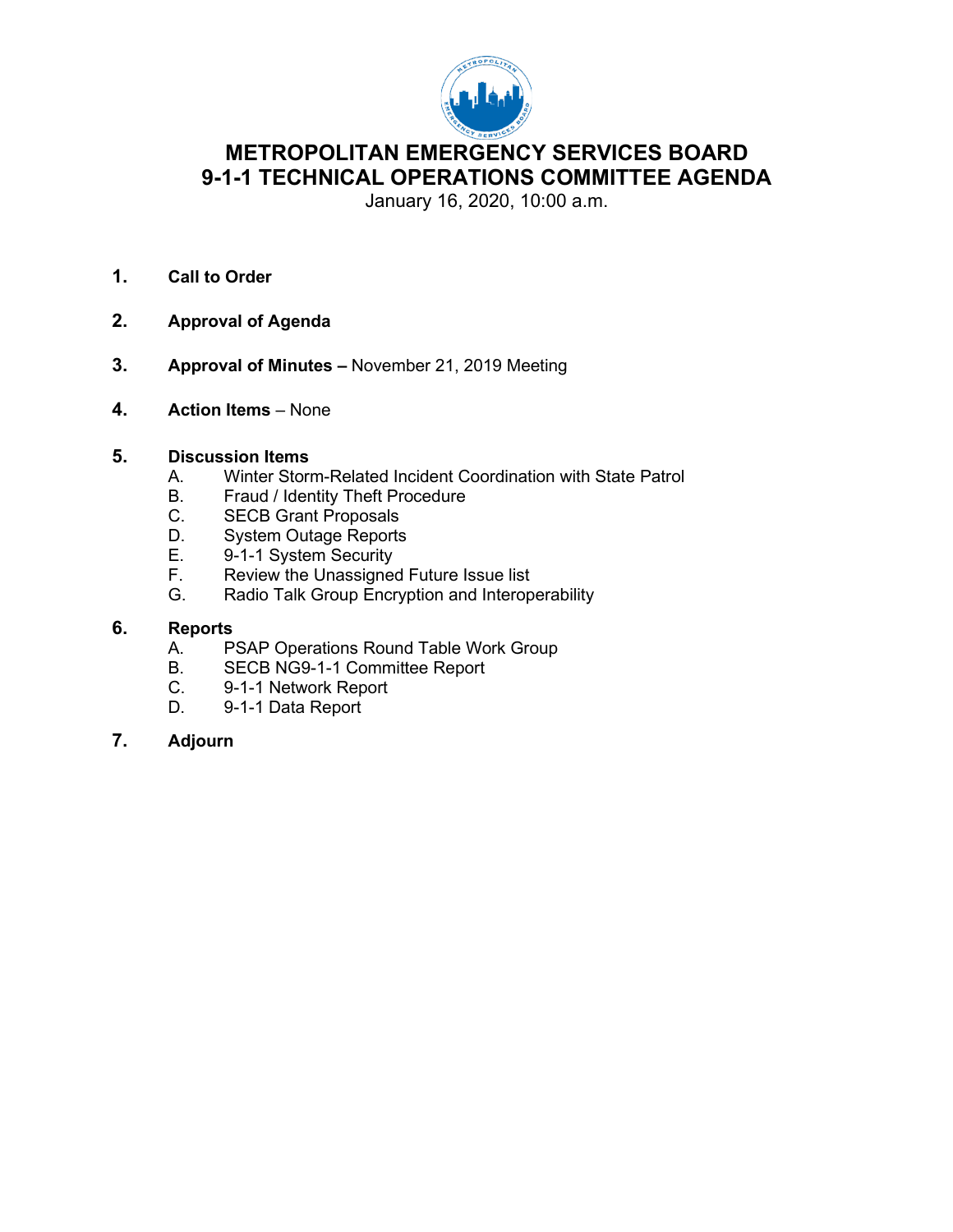# METROPOLITAN EMERGENCY SERVICES BOARD
# 9-1-1 TECHNICAL OPERATIONS COMMITTEE AGENDA

January 16, 2020, 10:00 a.m.

1. **Call to Order**

2. **Approval of Agenda**

3. **Approval of Minutes –** November 21, 2019 Meeting

4. **Action Items** – None

5. **Discussion Items**
   - A. Winter Storm-Related Incident Coordination with State Patrol
   - B. Fraud / Identity Theft Procedure
   - C. SECB Grant Proposals
   - D. System Outage Reports
   - E. 9-1-1 System Security
   - F. Review the Unassigned Future Issue list
   - G. Radio Talk Group Encryption and Interoperability

6. **Reports**
   - A. PSAP Operations Round Table Work Group
   - B. SECB NG9-1-1 Committee Report
   - C. 9-1-1 Network Report
   - D. 9-1-1 Data Report

7. **Adjourn**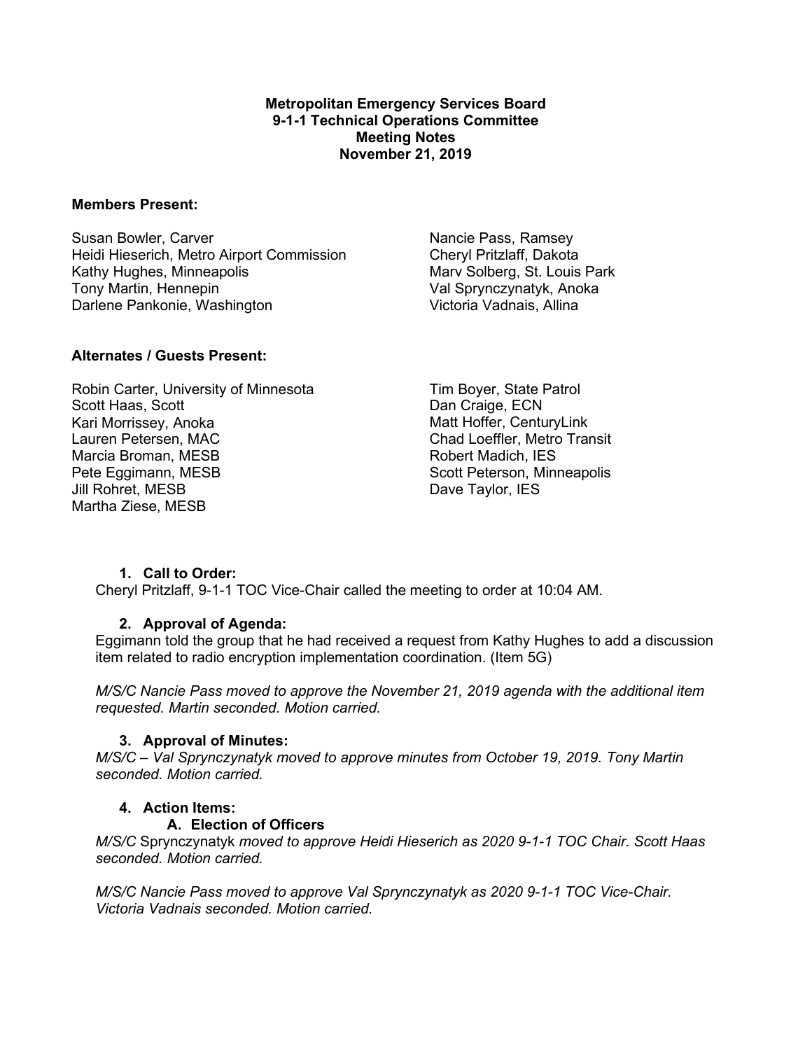**Metropolitan Emergency Services Board**
**9-1-1 Technical Operations Committee**
**Meeting Notes**
**November 21, 2019**

**Members Present:**

Susan Bowler, Carver
Heidi Hieserich, Metro Airport Commission
Kathy Hughes, Minneapolis
Tony Martin, Hennepin
Darlene Pankonie, Washington
Nancie Pass, Ramsey
Cheryl Pritzlaff, Dakota
Marv Solberg, St. Louis Park
Val Sprynczynatyk, Anoka
Victoria Vadnais, Allina

**Alternates / Guests Present:**

Robin Carter, University of Minnesota
Scott Haas, Scott
Kari Morrissey, Anoka
Lauren Petersen, MAC
Marcia Broman, MESB
Pete Eggimann, MESB
Jill Rohret, MESB
Martha Ziese, MESB
Tim Boyer, State Patrol
Dan Craige, ECN
Matt Hoffer, CenturyLink
Chad Loeffler, Metro Transit
Robert Madich, IES
Scott Peterson, Minneapolis
Dave Taylor, IES

1. **Call to Order:**

Cheryl Pritzlaff, 9-1-1 TOC Vice-Chair called the meeting to order at 10:04 AM.

2. **Approval of Agenda:**

Eggimann told the group that he had received a request from Kathy Hughes to add a discussion item related to radio encryption implementation coordination. (Item 5G)

*M/S/C Nancie Pass moved to approve the November 21, 2019 agenda with the additional item requested. Martin seconded. Motion carried.*

3. **Approval of Minutes:**

*M/S/C – Val Sprynczynatyk moved to approve minutes from October 19, 2019. Tony Martin seconded. Motion carried.*

4. **Action Items:**

   A. **Election of Officers**

*M/S/C* Sprynczynatyk *moved to approve Heidi Hieserich as 2020 9-1-1 TOC Chair. Scott Haas seconded. Motion carried.*

*M/S/C Nancie Pass moved to approve Val Sprynczynatyk as 2020 9-1-1 TOC Vice-Chair. Victoria Vadnais seconded. Motion carried.*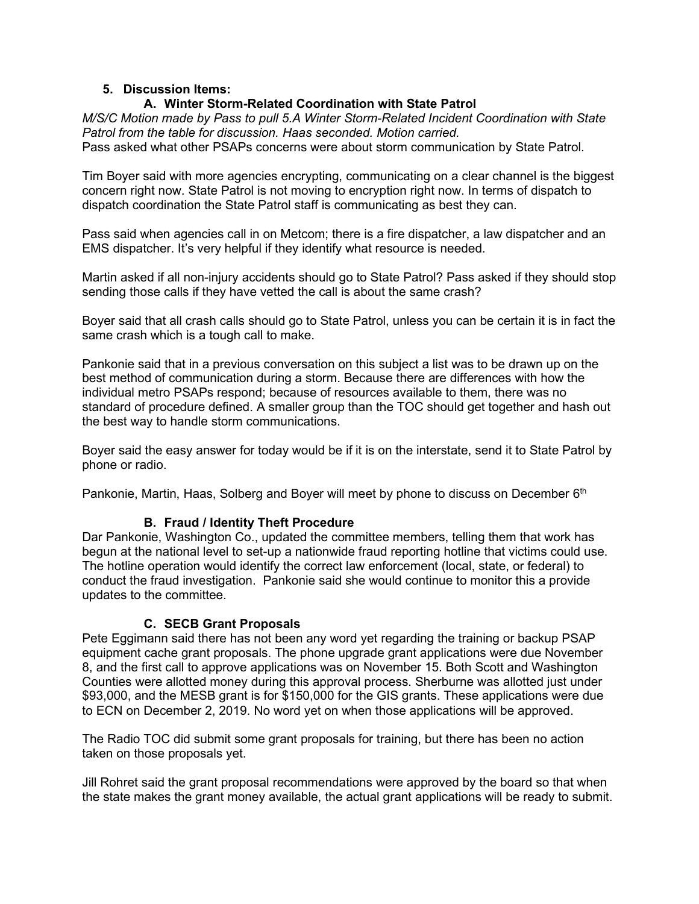## 5. Discussion Items:

### A. Winter Storm-Related Coordination with State Patrol

*M/S/C Motion made by Pass to pull 5.A Winter Storm-Related Incident Coordination with State Patrol from the table for discussion. Haas seconded. Motion carried.*

Pass asked what other PSAPs concerns were about storm communication by State Patrol.

Tim Boyer said with more agencies encrypting, communicating on a clear channel is the biggest concern right now. State Patrol is not moving to encryption right now. In terms of dispatch to dispatch coordination the State Patrol staff is communicating as best they can.

Pass said when agencies call in on Metcom; there is a fire dispatcher, a law dispatcher and an EMS dispatcher. It's very helpful if they identify what resource is needed.

Martin asked if all non-injury accidents should go to State Patrol? Pass asked if they should stop sending those calls if they have vetted the call is about the same crash?

Boyer said that all crash calls should go to State Patrol, unless you can be certain it is in fact the same crash which is a tough call to make.

Pankonie said that in a previous conversation on this subject a list was to be drawn up on the best method of communication during a storm. Because there are differences with how the individual metro PSAPs respond; because of resources available to them, there was no standard of procedure defined. A smaller group than the TOC should get together and hash out the best way to handle storm communications.

Boyer said the easy answer for today would be if it is on the interstate, send it to State Patrol by phone or radio.

Pankonie, Martin, Haas, Solberg and Boyer will meet by phone to discuss on December 6th

### B. Fraud / Identity Theft Procedure

Dar Pankonie, Washington Co., updated the committee members, telling them that work has begun at the national level to set-up a nationwide fraud reporting hotline that victims could use. The hotline operation would identify the correct law enforcement (local, state, or federal) to conduct the fraud investigation. Pankonie said she would continue to monitor this a provide updates to the committee.

### C. SECB Grant Proposals

Pete Eggimann said there has not been any word yet regarding the training or backup PSAP equipment cache grant proposals. The phone upgrade grant applications were due November 8, and the first call to approve applications was on November 15. Both Scott and Washington Counties were allotted money during this approval process. Sherburne was allotted just under $93,000, and the MESB grant is for $150,000 for the GIS grants. These applications were due to ECN on December 2, 2019. No word yet on when those applications will be approved.

The Radio TOC did submit some grant proposals for training, but there has been no action taken on those proposals yet.

Jill Rohret said the grant proposal recommendations were approved by the board so that when the state makes the grant money available, the actual grant applications will be ready to submit.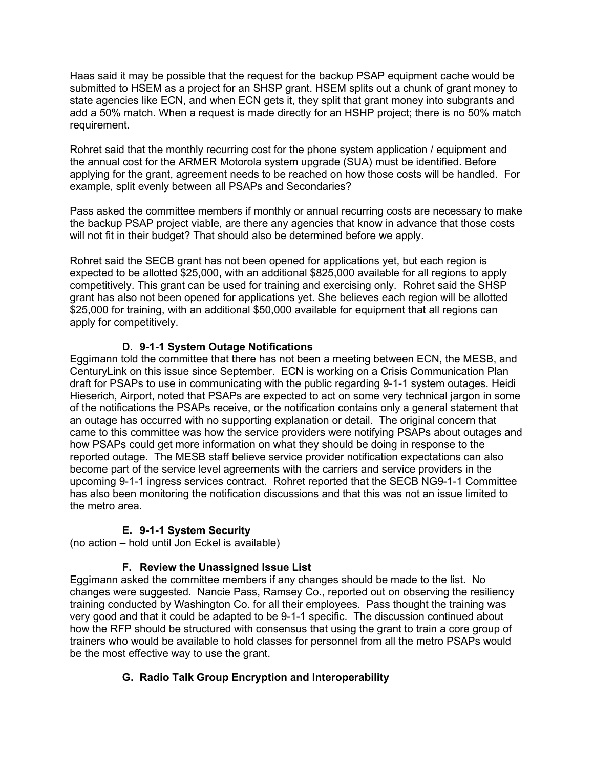Haas said it may be possible that the request for the backup PSAP equipment cache would be submitted to HSEM as a project for an SHSP grant. HSEM splits out a chunk of grant money to state agencies like ECN, and when ECN gets it, they split that grant money into subgrants and add a 50% match. When a request is made directly for an HSHP project; there is no 50% match requirement.

Rohret said that the monthly recurring cost for the phone system application / equipment and the annual cost for the ARMER Motorola system upgrade (SUA) must be identified. Before applying for the grant, agreement needs to be reached on how those costs will be handled. For example, split evenly between all PSAPs and Secondaries?

Pass asked the committee members if monthly or annual recurring costs are necessary to make the backup PSAP project viable, are there any agencies that know in advance that those costs will not fit in their budget? That should also be determined before we apply.

Rohret said the SECB grant has not been opened for applications yet, but each region is expected to be allotted $25,000, with an additional $825,000 available for all regions to apply competitively. This grant can be used for training and exercising only. Rohret said the SHSP grant has also not been opened for applications yet. She believes each region will be allotted $25,000 for training, with an additional $50,000 available for equipment that all regions can apply for competitively.

### D. 9-1-1 System Outage Notifications

Eggimann told the committee that there has not been a meeting between ECN, the MESB, and CenturyLink on this issue since September. ECN is working on a Crisis Communication Plan draft for PSAPs to use in communicating with the public regarding 9-1-1 system outages. Heidi Hieserich, Airport, noted that PSAPs are expected to act on some very technical jargon in some of the notifications the PSAPs receive, or the notification contains only a general statement that an outage has occurred with no supporting explanation or detail. The original concern that came to this committee was how the service providers were notifying PSAPs about outages and how PSAPs could get more information on what they should be doing in response to the reported outage. The MESB staff believe service provider notification expectations can also become part of the service level agreements with the carriers and service providers in the upcoming 9-1-1 ingress services contract. Rohret reported that the SECB NG9-1-1 Committee has also been monitoring the notification discussions and that this was not an issue limited to the metro area.

### E. 9-1-1 System Security

(no action – hold until Jon Eckel is available)

### F. Review the Unassigned Issue List

Eggimann asked the committee members if any changes should be made to the list. No changes were suggested. Nancie Pass, Ramsey Co., reported out on observing the resiliency training conducted by Washington Co. for all their employees. Pass thought the training was very good and that it could be adapted to be 9-1-1 specific. The discussion continued about how the RFP should be structured with consensus that using the grant to train a core group of trainers who would be available to hold classes for personnel from all the metro PSAPs would be the most effective way to use the grant.

### G. Radio Talk Group Encryption and Interoperability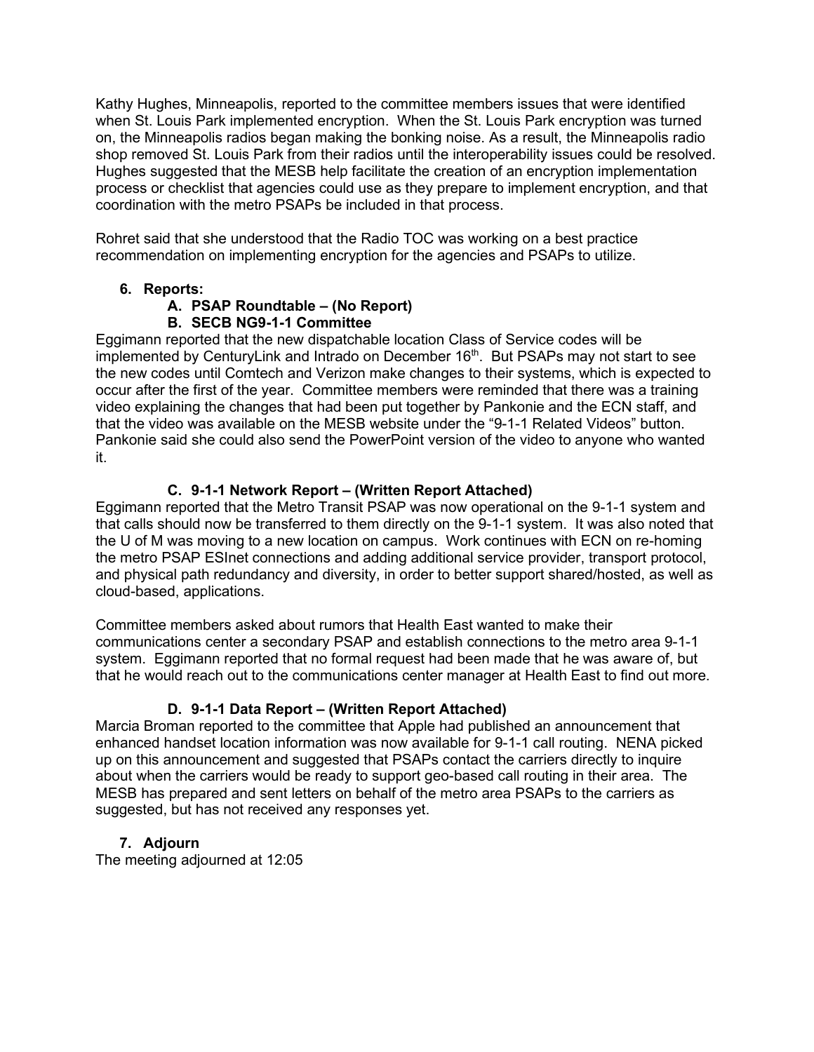Kathy Hughes, Minneapolis, reported to the committee members issues that were identified when St. Louis Park implemented encryption. When the St. Louis Park encryption was turned on, the Minneapolis radios began making the bonking noise. As a result, the Minneapolis radio shop removed St. Louis Park from their radios until the interoperability issues could be resolved. Hughes suggested that the MESB help facilitate the creation of an encryption implementation process or checklist that agencies could use as they prepare to implement encryption, and that coordination with the metro PSAPs be included in that process.

Rohret said that she understood that the Radio TOC was working on a best practice recommendation on implementing encryption for the agencies and PSAPs to utilize.

6. **Reports:**
   - **A. PSAP Roundtable – (No Report)**
   - **B. SECB NG9-1-1 Committee**

Eggimann reported that the new dispatchable location Class of Service codes will be implemented by CenturyLink and Intrado on December 16th. But PSAPs may not start to see the new codes until Comtech and Verizon make changes to their systems, which is expected to occur after the first of the year. Committee members were reminded that there was a training video explaining the changes that had been put together by Pankonie and the ECN staff, and that the video was available on the MESB website under the "9-1-1 Related Videos" button. Pankonie said she could also send the PowerPoint version of the video to anyone who wanted it.

**C. 9-1-1 Network Report – (Written Report Attached)**

Eggimann reported that the Metro Transit PSAP was now operational on the 9-1-1 system and that calls should now be transferred to them directly on the 9-1-1 system. It was also noted that the U of M was moving to a new location on campus. Work continues with ECN on re-homing the metro PSAP ESInet connections and adding additional service provider, transport protocol, and physical path redundancy and diversity, in order to better support shared/hosted, as well as cloud-based, applications.

Committee members asked about rumors that Health East wanted to make their communications center a secondary PSAP and establish connections to the metro area 9-1-1 system. Eggimann reported that no formal request had been made that he was aware of, but that he would reach out to the communications center manager at Health East to find out more.

**D. 9-1-1 Data Report – (Written Report Attached)**

Marcia Broman reported to the committee that Apple had published an announcement that enhanced handset location information was now available for 9-1-1 call routing. NENA picked up on this announcement and suggested that PSAPs contact the carriers directly to inquire about when the carriers would be ready to support geo-based call routing in their area. The MESB has prepared and sent letters on behalf of the metro area PSAPs to the carriers as suggested, but has not received any responses yet.

7. **Adjourn**

The meeting adjourned at 12:05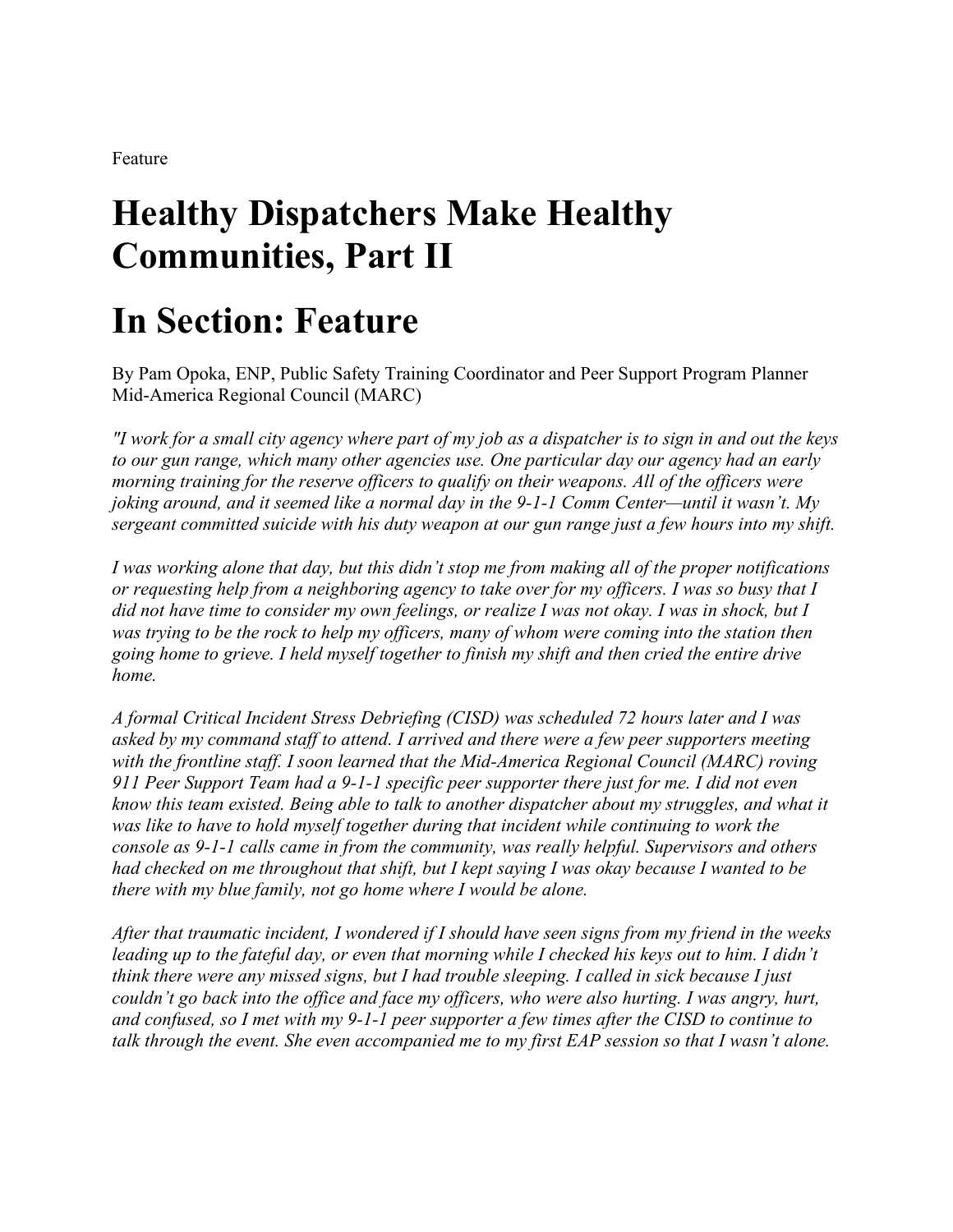Feature

# Healthy Dispatchers Make Healthy Communities, Part II

# In Section: Feature

By Pam Opoka, ENP, Public Safety Training Coordinator and Peer Support Program Planner Mid-America Regional Council (MARC)

*"I work for a small city agency where part of my job as a dispatcher is to sign in and out the keys to our gun range, which many other agencies use. One particular day our agency had an early morning training for the reserve officers to qualify on their weapons. All of the officers were joking around, and it seemed like a normal day in the 9-1-1 Comm Center—until it wasn't. My sergeant committed suicide with his duty weapon at our gun range just a few hours into my shift.*

*I was working alone that day, but this didn't stop me from making all of the proper notifications or requesting help from a neighboring agency to take over for my officers. I was so busy that I did not have time to consider my own feelings, or realize I was not okay. I was in shock, but I was trying to be the rock to help my officers, many of whom were coming into the station then going home to grieve. I held myself together to finish my shift and then cried the entire drive home.*

*A formal Critical Incident Stress Debriefing (CISD) was scheduled 72 hours later and I was asked by my command staff to attend. I arrived and there were a few peer supporters meeting with the frontline staff. I soon learned that the Mid-America Regional Council (MARC) roving 911 Peer Support Team had a 9-1-1 specific peer supporter there just for me. I did not even know this team existed. Being able to talk to another dispatcher about my struggles, and what it was like to have to hold myself together during that incident while continuing to work the console as 9-1-1 calls came in from the community, was really helpful. Supervisors and others had checked on me throughout that shift, but I kept saying I was okay because I wanted to be there with my blue family, not go home where I would be alone.*

*After that traumatic incident, I wondered if I should have seen signs from my friend in the weeks leading up to the fateful day, or even that morning while I checked his keys out to him. I didn't think there were any missed signs, but I had trouble sleeping. I called in sick because I just couldn't go back into the office and face my officers, who were also hurting. I was angry, hurt, and confused, so I met with my 9-1-1 peer supporter a few times after the CISD to continue to talk through the event. She even accompanied me to my first EAP session so that I wasn't alone.*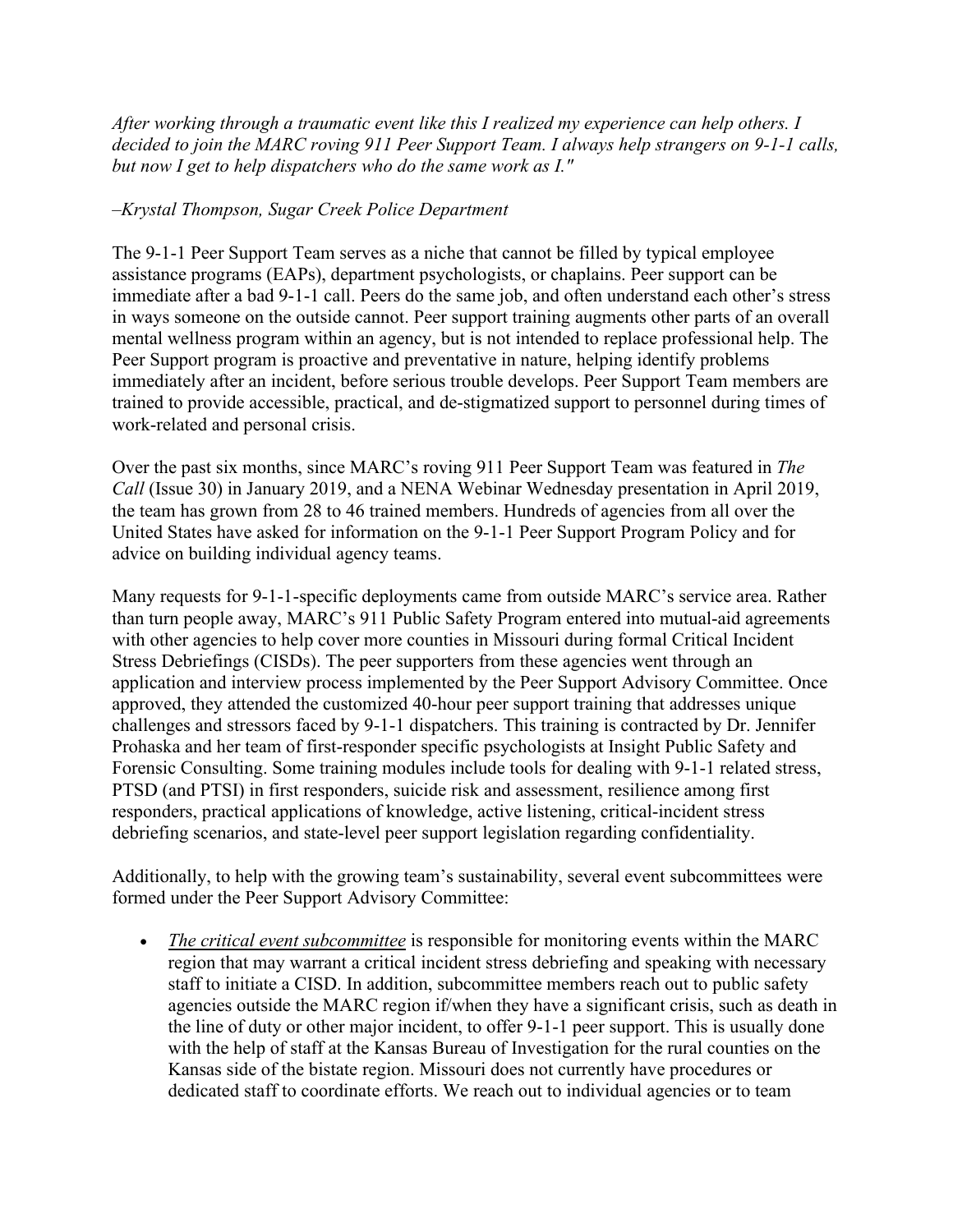*After working through a traumatic event like this I realized my experience can help others. I decided to join the MARC roving 911 Peer Support Team. I always help strangers on 9-1-1 calls, but now I get to help dispatchers who do the same work as I."*

*–Krystal Thompson, Sugar Creek Police Department*

The 9-1-1 Peer Support Team serves as a niche that cannot be filled by typical employee assistance programs (EAPs), department psychologists, or chaplains. Peer support can be immediate after a bad 9-1-1 call. Peers do the same job, and often understand each other's stress in ways someone on the outside cannot. Peer support training augments other parts of an overall mental wellness program within an agency, but is not intended to replace professional help. The Peer Support program is proactive and preventative in nature, helping identify problems immediately after an incident, before serious trouble develops. Peer Support Team members are trained to provide accessible, practical, and de-stigmatized support to personnel during times of work-related and personal crisis.

Over the past six months, since MARC's roving 911 Peer Support Team was featured in *The Call* (Issue 30) in January 2019, and a NENA Webinar Wednesday presentation in April 2019, the team has grown from 28 to 46 trained members. Hundreds of agencies from all over the United States have asked for information on the 9-1-1 Peer Support Program Policy and for advice on building individual agency teams.

Many requests for 9-1-1-specific deployments came from outside MARC's service area. Rather than turn people away, MARC's 911 Public Safety Program entered into mutual-aid agreements with other agencies to help cover more counties in Missouri during formal Critical Incident Stress Debriefings (CISDs). The peer supporters from these agencies went through an application and interview process implemented by the Peer Support Advisory Committee. Once approved, they attended the customized 40-hour peer support training that addresses unique challenges and stressors faced by 9-1-1 dispatchers. This training is contracted by Dr. Jennifer Prohaska and her team of first-responder specific psychologists at Insight Public Safety and Forensic Consulting. Some training modules include tools for dealing with 9-1-1 related stress, PTSD (and PTSI) in first responders, suicide risk and assessment, resilience among first responders, practical applications of knowledge, active listening, critical-incident stress debriefing scenarios, and state-level peer support legislation regarding confidentiality.

Additionally, to help with the growing team's sustainability, several event subcommittees were formed under the Peer Support Advisory Committee:

- *The critical event subcommittee* is responsible for monitoring events within the MARC region that may warrant a critical incident stress debriefing and speaking with necessary staff to initiate a CISD. In addition, subcommittee members reach out to public safety agencies outside the MARC region if/when they have a significant crisis, such as death in the line of duty or other major incident, to offer 9-1-1 peer support. This is usually done with the help of staff at the Kansas Bureau of Investigation for the rural counties on the Kansas side of the bistate region. Missouri does not currently have procedures or dedicated staff to coordinate efforts. We reach out to individual agencies or to team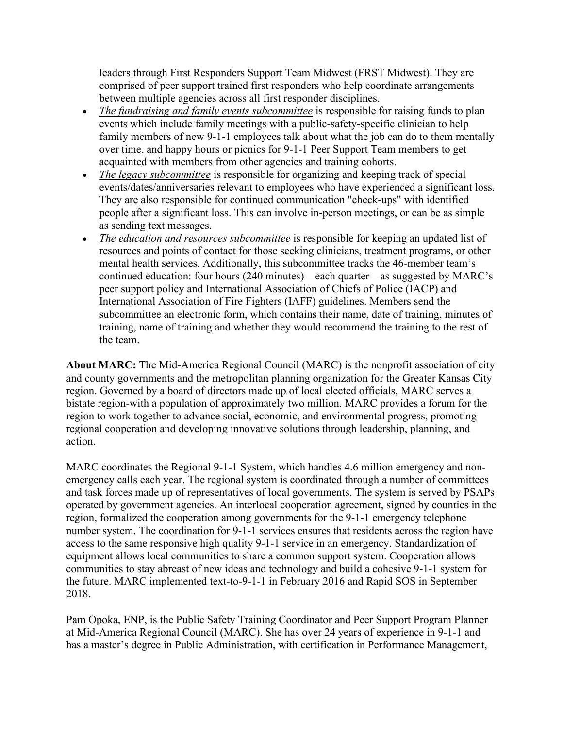leaders through First Responders Support Team Midwest (FRST Midwest). They are comprised of peer support trained first responders who help coordinate arrangements between multiple agencies across all first responder disciplines.

- *The fundraising and family events subcommittee* is responsible for raising funds to plan events which include family meetings with a public-safety-specific clinician to help family members of new 9-1-1 employees talk about what the job can do to them mentally over time, and happy hours or picnics for 9-1-1 Peer Support Team members to get acquainted with members from other agencies and training cohorts.
- *The legacy subcommittee* is responsible for organizing and keeping track of special events/dates/anniversaries relevant to employees who have experienced a significant loss. They are also responsible for continued communication "check-ups" with identified people after a significant loss. This can involve in-person meetings, or can be as simple as sending text messages.
- *The education and resources subcommittee* is responsible for keeping an updated list of resources and points of contact for those seeking clinicians, treatment programs, or other mental health services. Additionally, this subcommittee tracks the 46-member team's continued education: four hours (240 minutes)—each quarter—as suggested by MARC's peer support policy and International Association of Chiefs of Police (IACP) and International Association of Fire Fighters (IAFF) guidelines. Members send the subcommittee an electronic form, which contains their name, date of training, minutes of training, name of training and whether they would recommend the training to the rest of the team.

**About MARC:** The Mid-America Regional Council (MARC) is the nonprofit association of city and county governments and the metropolitan planning organization for the Greater Kansas City region. Governed by a board of directors made up of local elected officials, MARC serves a bistate region-with a population of approximately two million. MARC provides a forum for the region to work together to advance social, economic, and environmental progress, promoting regional cooperation and developing innovative solutions through leadership, planning, and action.

MARC coordinates the Regional 9-1-1 System, which handles 4.6 million emergency and non-emergency calls each year. The regional system is coordinated through a number of committees and task forces made up of representatives of local governments. The system is served by PSAPs operated by government agencies. An interlocal cooperation agreement, signed by counties in the region, formalized the cooperation among governments for the 9-1-1 emergency telephone number system. The coordination for 9-1-1 services ensures that residents across the region have access to the same responsive high quality 9-1-1 service in an emergency. Standardization of equipment allows local communities to share a common support system. Cooperation allows communities to stay abreast of new ideas and technology and build a cohesive 9-1-1 system for the future. MARC implemented text-to-9-1-1 in February 2016 and Rapid SOS in September 2018.

Pam Opoka, ENP, is the Public Safety Training Coordinator and Peer Support Program Planner at Mid-America Regional Council (MARC). She has over 24 years of experience in 9-1-1 and has a master's degree in Public Administration, with certification in Performance Management,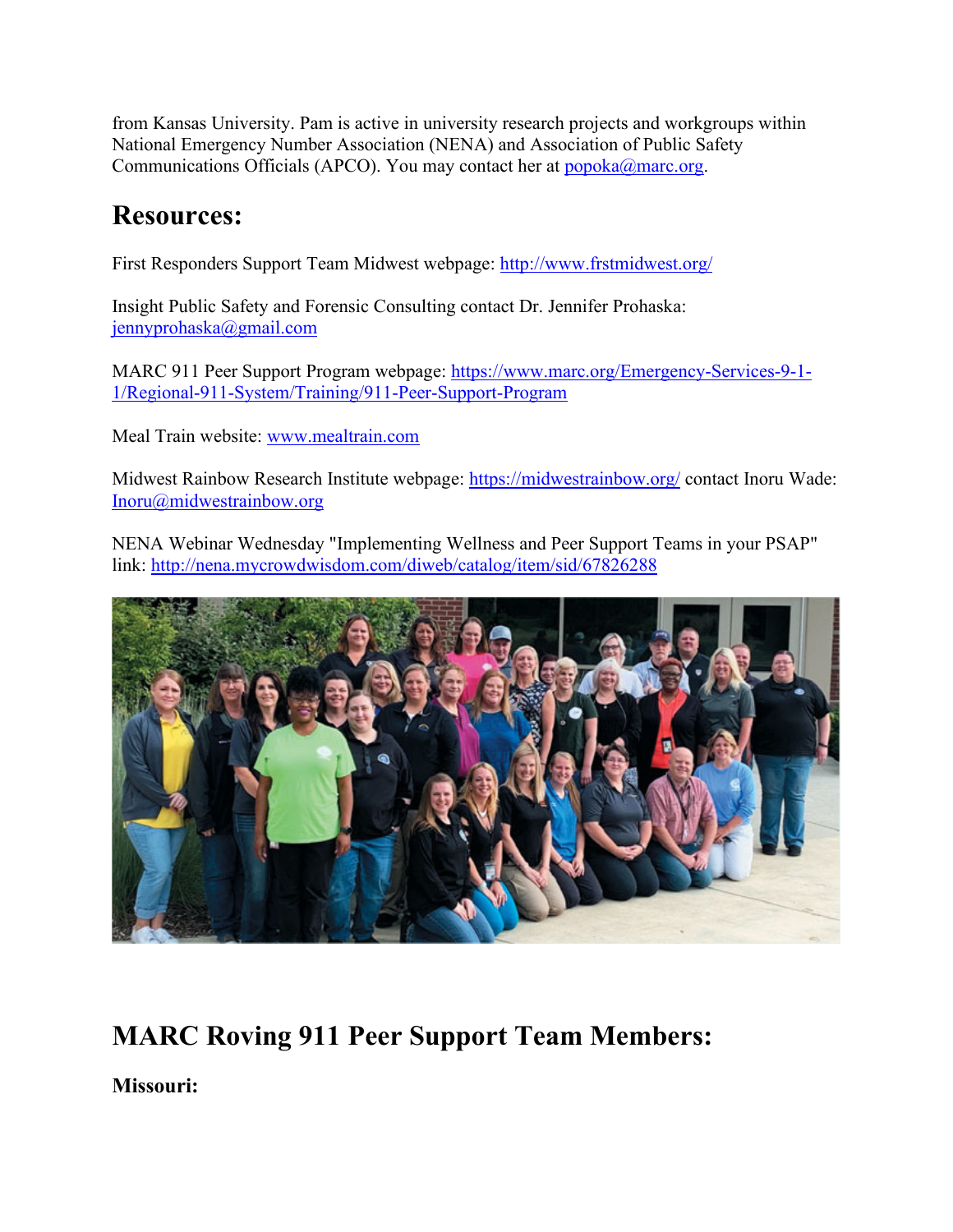from Kansas University. Pam is active in university research projects and workgroups within National Emergency Number Association (NENA) and Association of Public Safety Communications Officials (APCO). You may contact her at popoka@marc.org.

## Resources:

First Responders Support Team Midwest webpage: http://www.frstmidwest.org/

Insight Public Safety and Forensic Consulting contact Dr. Jennifer Prohaska: jennyprohaska@gmail.com

MARC 911 Peer Support Program webpage: https://www.marc.org/Emergency-Services-9-1-1/Regional-911-System/Training/911-Peer-Support-Program

Meal Train website: www.mealtrain.com

Midwest Rainbow Research Institute webpage: https://midwestrainbow.org/ contact Inoru Wade: Inoru@midwestrainbow.org

NENA Webinar Wednesday "Implementing Wellness and Peer Support Teams in your PSAP" link: http://nena.mycrowdwisdom.com/diweb/catalog/item/sid/67826288

## MARC Roving 911 Peer Support Team Members:

### Missouri: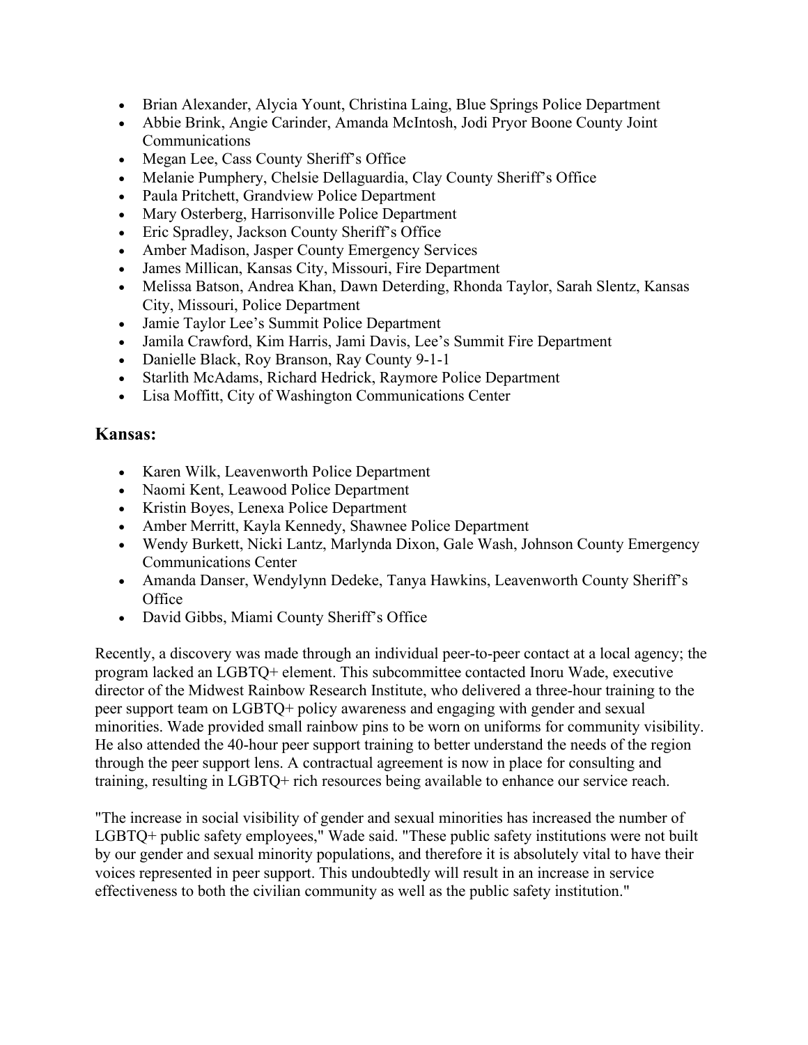- Brian Alexander, Alycia Yount, Christina Laing, Blue Springs Police Department
- Abbie Brink, Angie Carinder, Amanda McIntosh, Jodi Pryor Boone County Joint Communications
- Megan Lee, Cass County Sheriff's Office
- Melanie Pumphery, Chelsie Dellaguardia, Clay County Sheriff's Office
- Paula Pritchett, Grandview Police Department
- Mary Osterberg, Harrisonville Police Department
- Eric Spradley, Jackson County Sheriff's Office
- Amber Madison, Jasper County Emergency Services
- James Millican, Kansas City, Missouri, Fire Department
- Melissa Batson, Andrea Khan, Dawn Deterding, Rhonda Taylor, Sarah Slentz, Kansas City, Missouri, Police Department
- Jamie Taylor Lee's Summit Police Department
- Jamila Crawford, Kim Harris, Jami Davis, Lee's Summit Fire Department
- Danielle Black, Roy Branson, Ray County 9-1-1
- Starlith McAdams, Richard Hedrick, Raymore Police Department
- Lisa Moffitt, City of Washington Communications Center

## Kansas:

- Karen Wilk, Leavenworth Police Department
- Naomi Kent, Leawood Police Department
- Kristin Boyes, Lenexa Police Department
- Amber Merritt, Kayla Kennedy, Shawnee Police Department
- Wendy Burkett, Nicki Lantz, Marlynda Dixon, Gale Wash, Johnson County Emergency Communications Center
- Amanda Danser, Wendylynn Dedeke, Tanya Hawkins, Leavenworth County Sheriff's Office
- David Gibbs, Miami County Sheriff's Office

Recently, a discovery was made through an individual peer-to-peer contact at a local agency; the program lacked an LGBTQ+ element. This subcommittee contacted Inoru Wade, executive director of the Midwest Rainbow Research Institute, who delivered a three-hour training to the peer support team on LGBTQ+ policy awareness and engaging with gender and sexual minorities. Wade provided small rainbow pins to be worn on uniforms for community visibility. He also attended the 40-hour peer support training to better understand the needs of the region through the peer support lens. A contractual agreement is now in place for consulting and training, resulting in LGBTQ+ rich resources being available to enhance our service reach.

"The increase in social visibility of gender and sexual minorities has increased the number of LGBTQ+ public safety employees," Wade said. "These public safety institutions were not built by our gender and sexual minority populations, and therefore it is absolutely vital to have their voices represented in peer support. This undoubtedly will result in an increase in service effectiveness to both the civilian community as well as the public safety institution."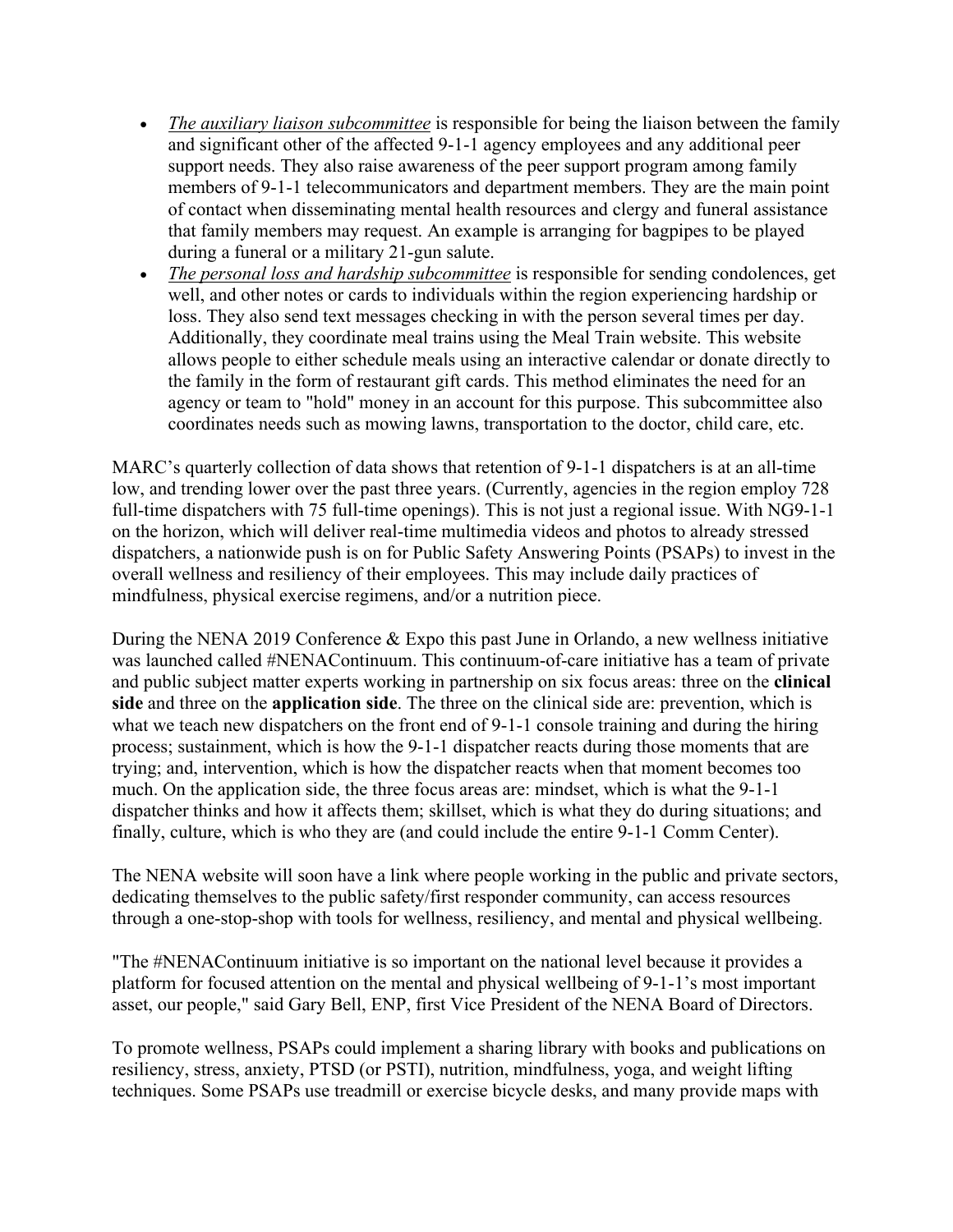- *The auxiliary liaison subcommittee* is responsible for being the liaison between the family and significant other of the affected 9-1-1 agency employees and any additional peer support needs. They also raise awareness of the peer support program among family members of 9-1-1 telecommunicators and department members. They are the main point of contact when disseminating mental health resources and clergy and funeral assistance that family members may request. An example is arranging for bagpipes to be played during a funeral or a military 21-gun salute.
- *The personal loss and hardship subcommittee* is responsible for sending condolences, get well, and other notes or cards to individuals within the region experiencing hardship or loss. They also send text messages checking in with the person several times per day. Additionally, they coordinate meal trains using the Meal Train website. This website allows people to either schedule meals using an interactive calendar or donate directly to the family in the form of restaurant gift cards. This method eliminates the need for an agency or team to "hold" money in an account for this purpose. This subcommittee also coordinates needs such as mowing lawns, transportation to the doctor, child care, etc.

MARC's quarterly collection of data shows that retention of 9-1-1 dispatchers is at an all-time low, and trending lower over the past three years. (Currently, agencies in the region employ 728 full-time dispatchers with 75 full-time openings). This is not just a regional issue. With NG9-1-1 on the horizon, which will deliver real-time multimedia videos and photos to already stressed dispatchers, a nationwide push is on for Public Safety Answering Points (PSAPs) to invest in the overall wellness and resiliency of their employees. This may include daily practices of mindfulness, physical exercise regimens, and/or a nutrition piece.

During the NENA 2019 Conference & Expo this past June in Orlando, a new wellness initiative was launched called #NENAContinuum. This continuum-of-care initiative has a team of private and public subject matter experts working in partnership on six focus areas: three on the **clinical side** and three on the **application side**. The three on the clinical side are: prevention, which is what we teach new dispatchers on the front end of 9-1-1 console training and during the hiring process; sustainment, which is how the 9-1-1 dispatcher reacts during those moments that are trying; and, intervention, which is how the dispatcher reacts when that moment becomes too much. On the application side, the three focus areas are: mindset, which is what the 9-1-1 dispatcher thinks and how it affects them; skillset, which is what they do during situations; and finally, culture, which is who they are (and could include the entire 9-1-1 Comm Center).

The NENA website will soon have a link where people working in the public and private sectors, dedicating themselves to the public safety/first responder community, can access resources through a one-stop-shop with tools for wellness, resiliency, and mental and physical wellbeing.

"The #NENAContinuum initiative is so important on the national level because it provides a platform for focused attention on the mental and physical wellbeing of 9-1-1's most important asset, our people," said Gary Bell, ENP, first Vice President of the NENA Board of Directors.

To promote wellness, PSAPs could implement a sharing library with books and publications on resiliency, stress, anxiety, PTSD (or PSTI), nutrition, mindfulness, yoga, and weight lifting techniques. Some PSAPs use treadmill or exercise bicycle desks, and many provide maps with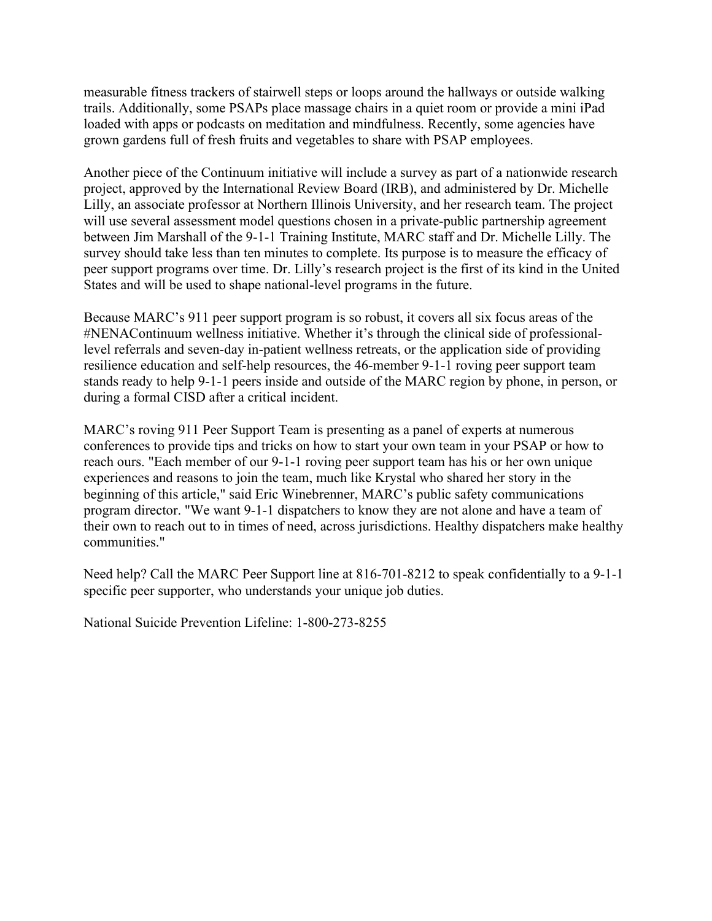measurable fitness trackers of stairwell steps or loops around the hallways or outside walking trails. Additionally, some PSAPs place massage chairs in a quiet room or provide a mini iPad loaded with apps or podcasts on meditation and mindfulness. Recently, some agencies have grown gardens full of fresh fruits and vegetables to share with PSAP employees.

Another piece of the Continuum initiative will include a survey as part of a nationwide research project, approved by the International Review Board (IRB), and administered by Dr. Michelle Lilly, an associate professor at Northern Illinois University, and her research team. The project will use several assessment model questions chosen in a private-public partnership agreement between Jim Marshall of the 9-1-1 Training Institute, MARC staff and Dr. Michelle Lilly. The survey should take less than ten minutes to complete. Its purpose is to measure the efficacy of peer support programs over time. Dr. Lilly's research project is the first of its kind in the United States and will be used to shape national-level programs in the future.

Because MARC's 911 peer support program is so robust, it covers all six focus areas of the #NENAContinuum wellness initiative. Whether it's through the clinical side of professional-level referrals and seven-day in-patient wellness retreats, or the application side of providing resilience education and self-help resources, the 46-member 9-1-1 roving peer support team stands ready to help 9-1-1 peers inside and outside of the MARC region by phone, in person, or during a formal CISD after a critical incident.

MARC's roving 911 Peer Support Team is presenting as a panel of experts at numerous conferences to provide tips and tricks on how to start your own team in your PSAP or how to reach ours. "Each member of our 9-1-1 roving peer support team has his or her own unique experiences and reasons to join the team, much like Krystal who shared her story in the beginning of this article," said Eric Winebrenner, MARC's public safety communications program director. "We want 9-1-1 dispatchers to know they are not alone and have a team of their own to reach out to in times of need, across jurisdictions. Healthy dispatchers make healthy communities."

Need help? Call the MARC Peer Support line at 816-701-8212 to speak confidentially to a 9-1-1 specific peer supporter, who understands your unique job duties.

National Suicide Prevention Lifeline: 1-800-273-8255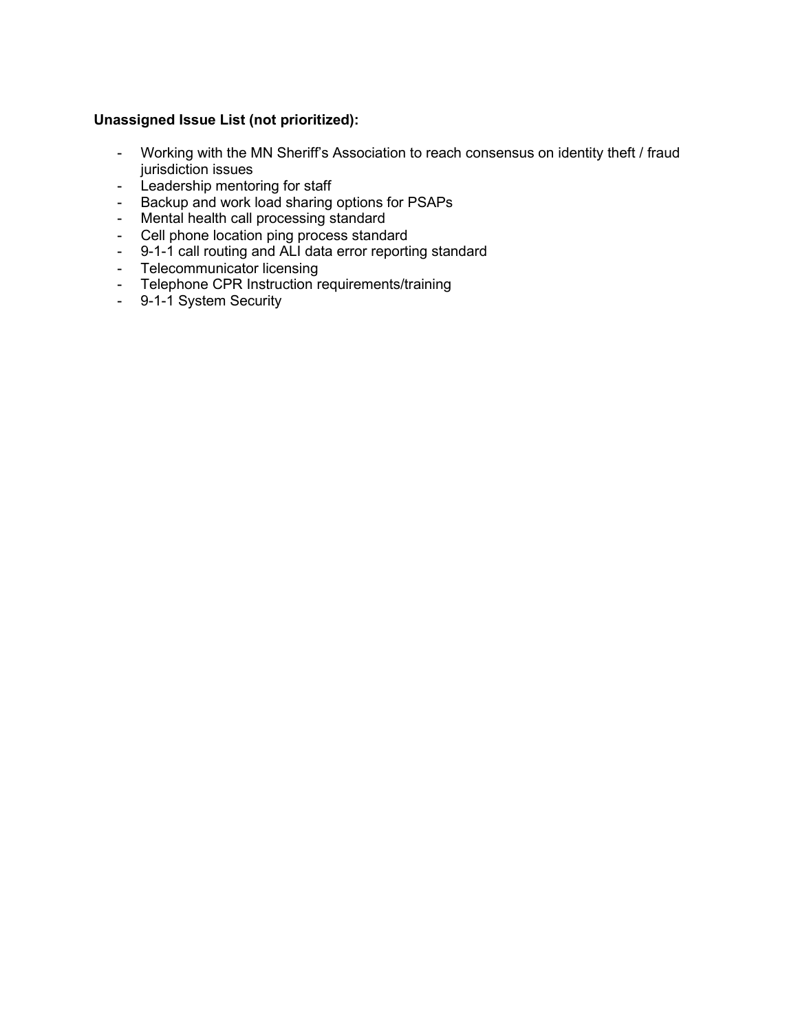**Unassigned Issue List (not prioritized):**

- Working with the MN Sheriff's Association to reach consensus on identity theft / fraud jurisdiction issues
- Leadership mentoring for staff
- Backup and work load sharing options for PSAPs
- Mental health call processing standard
- Cell phone location ping process standard
- 9-1-1 call routing and ALI data error reporting standard
- Telecommunicator licensing
- Telephone CPR Instruction requirements/training
- 9-1-1 System Security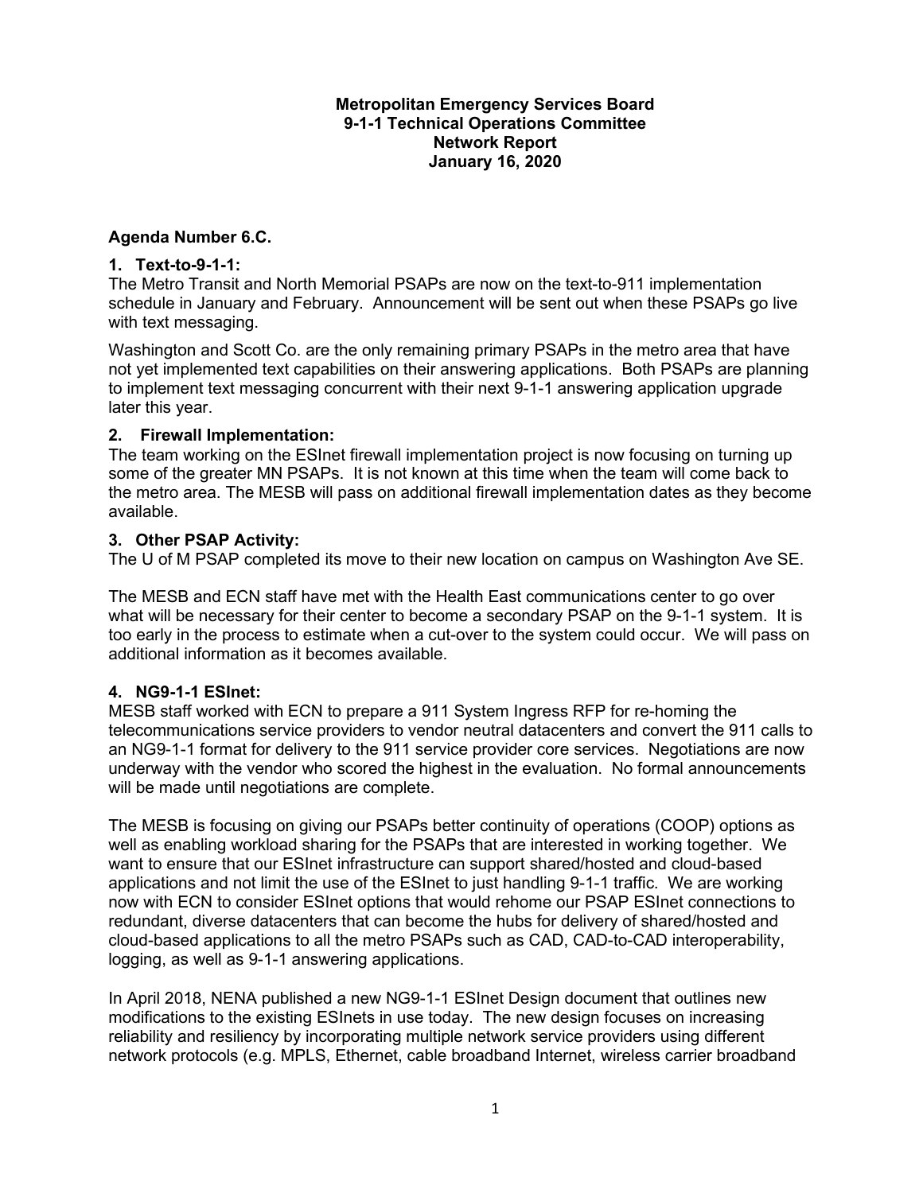**Metropolitan Emergency Services Board**
**9-1-1 Technical Operations Committee**
**Network Report**
**January 16, 2020**

**Agenda Number 6.C.**

**1. Text-to-9-1-1:**

The Metro Transit and North Memorial PSAPs are now on the text-to-911 implementation schedule in January and February. Announcement will be sent out when these PSAPs go live with text messaging.

Washington and Scott Co. are the only remaining primary PSAPs in the metro area that have not yet implemented text capabilities on their answering applications. Both PSAPs are planning to implement text messaging concurrent with their next 9-1-1 answering application upgrade later this year.

**2. Firewall Implementation:**

The team working on the ESInet firewall implementation project is now focusing on turning up some of the greater MN PSAPs. It is not known at this time when the team will come back to the metro area. The MESB will pass on additional firewall implementation dates as they become available.

**3. Other PSAP Activity:**

The U of M PSAP completed its move to their new location on campus on Washington Ave SE.

The MESB and ECN staff have met with the Health East communications center to go over what will be necessary for their center to become a secondary PSAP on the 9-1-1 system. It is too early in the process to estimate when a cut-over to the system could occur. We will pass on additional information as it becomes available.

**4. NG9-1-1 ESInet:**

MESB staff worked with ECN to prepare a 911 System Ingress RFP for re-homing the telecommunications service providers to vendor neutral datacenters and convert the 911 calls to an NG9-1-1 format for delivery to the 911 service provider core services. Negotiations are now underway with the vendor who scored the highest in the evaluation. No formal announcements will be made until negotiations are complete.

The MESB is focusing on giving our PSAPs better continuity of operations (COOP) options as well as enabling workload sharing for the PSAPs that are interested in working together. We want to ensure that our ESInet infrastructure can support shared/hosted and cloud-based applications and not limit the use of the ESInet to just handling 9-1-1 traffic. We are working now with ECN to consider ESInet options that would rehome our PSAP ESInet connections to redundant, diverse datacenters that can become the hubs for delivery of shared/hosted and cloud-based applications to all the metro PSAPs such as CAD, CAD-to-CAD interoperability, logging, as well as 9-1-1 answering applications.

In April 2018, NENA published a new NG9-1-1 ESInet Design document that outlines new modifications to the existing ESInets in use today. The new design focuses on increasing reliability and resiliency by incorporating multiple network service providers using different network protocols (e.g. MPLS, Ethernet, cable broadband Internet, wireless carrier broadband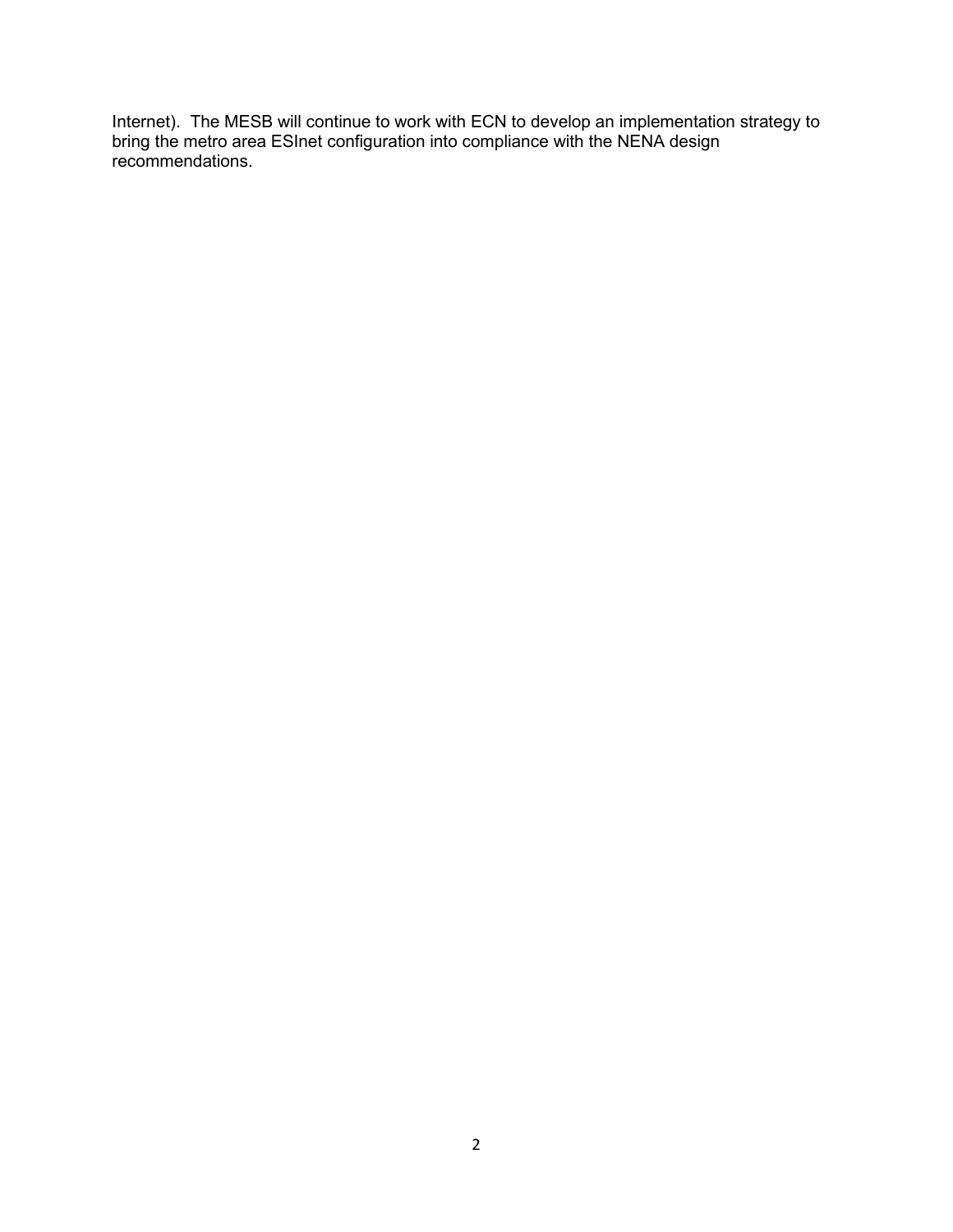Internet). The MESB will continue to work with ECN to develop an implementation strategy to bring the metro area ESInet configuration into compliance with the NENA design recommendations.